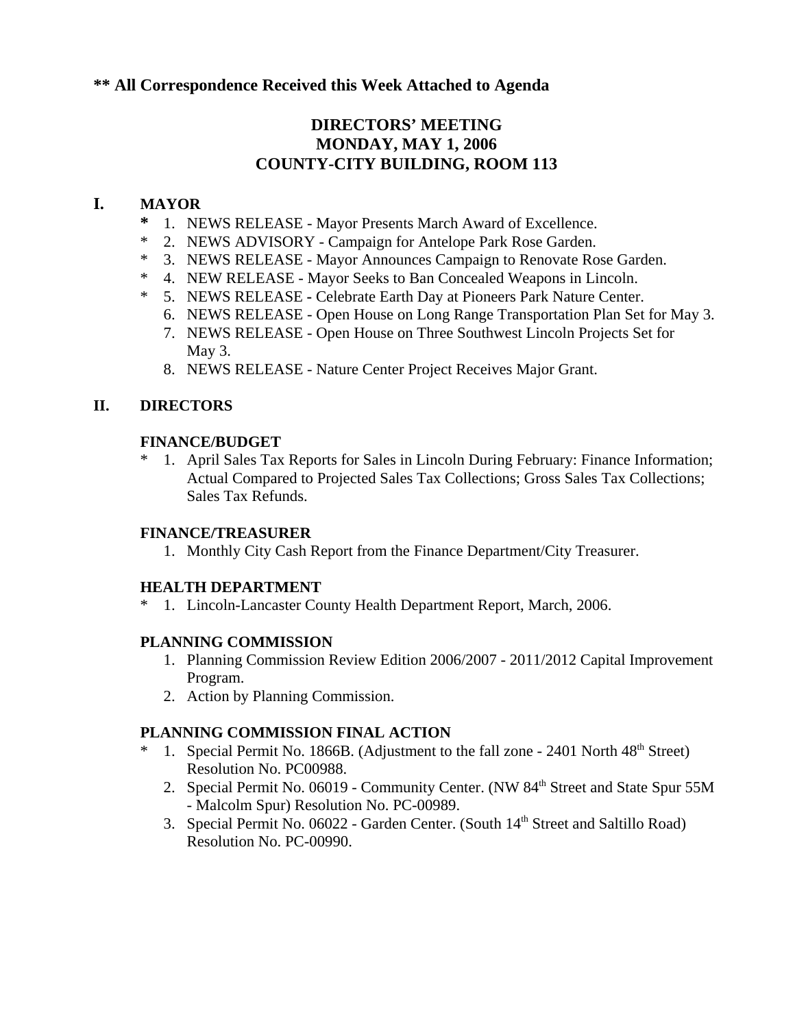**\*\* All Correspondence Received this Week Attached to Agenda**

# DIRECTORS' MEETING
# MONDAY, MAY 1, 2006
# COUNTY-CITY BUILDING, ROOM 113

## I. MAYOR

\* 1. NEWS RELEASE - Mayor Presents March Award of Excellence.
\* 2. NEWS ADVISORY - Campaign for Antelope Park Rose Garden.
\* 3. NEWS RELEASE - Mayor Announces Campaign to Renovate Rose Garden.
\* 4. NEW RELEASE - Mayor Seeks to Ban Concealed Weapons in Lincoln.
\* 5. NEWS RELEASE - Celebrate Earth Day at Pioneers Park Nature Center.
6. NEWS RELEASE - Open House on Long Range Transportation Plan Set for May 3.
7. NEWS RELEASE - Open House on Three Southwest Lincoln Projects Set for May 3.
8. NEWS RELEASE - Nature Center Project Receives Major Grant.

## II. DIRECTORS

### FINANCE/BUDGET

\* 1. April Sales Tax Reports for Sales in Lincoln During February: Finance Information; Actual Compared to Projected Sales Tax Collections; Gross Sales Tax Collections; Sales Tax Refunds.

### FINANCE/TREASURER

1. Monthly City Cash Report from the Finance Department/City Treasurer.

### HEALTH DEPARTMENT

\* 1. Lincoln-Lancaster County Health Department Report, March, 2006.

### PLANNING COMMISSION

1. Planning Commission Review Edition 2006/2007 - 2011/2012 Capital Improvement Program.
2. Action by Planning Commission.

### PLANNING COMMISSION FINAL ACTION

\* 1. Special Permit No. 1866B. (Adjustment to the fall zone - 2401 North 48th Street) Resolution No. PC00988.
2. Special Permit No. 06019 - Community Center. (NW 84th Street and State Spur 55M - Malcolm Spur) Resolution No. PC-00989.
3. Special Permit No. 06022 - Garden Center. (South 14th Street and Saltillo Road) Resolution No. PC-00990.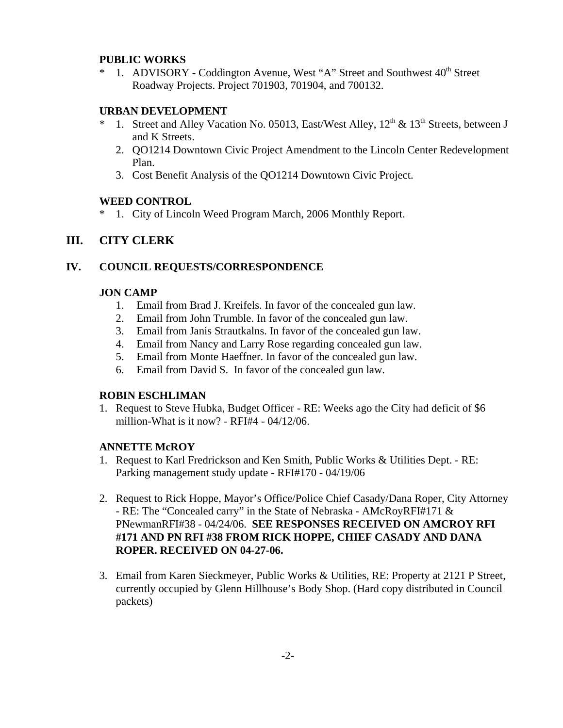### PUBLIC WORKS

\* 1. ADVISORY - Coddington Avenue, West "A" Street and Southwest 40th Street Roadway Projects. Project 701903, 701904, and 700132.

### URBAN DEVELOPMENT

\* 1. Street and Alley Vacation No. 05013, East/West Alley, 12th & 13th Streets, between J and K Streets.

2. QO1214 Downtown Civic Project Amendment to the Lincoln Center Redevelopment Plan.
3. Cost Benefit Analysis of the QO1214 Downtown Civic Project.

### WEED CONTROL

\* 1. City of Lincoln Weed Program March, 2006 Monthly Report.

## III. CITY CLERK

## IV. COUNCIL REQUESTS/CORRESPONDENCE

### JON CAMP

1. Email from Brad J. Kreifels. In favor of the concealed gun law.
2. Email from John Trumble. In favor of the concealed gun law.
3. Email from Janis Strautkalns. In favor of the concealed gun law.
4. Email from Nancy and Larry Rose regarding concealed gun law.
5. Email from Monte Haeffner. In favor of the concealed gun law.
6. Email from David S. In favor of the concealed gun law.

### ROBIN ESCHLIMAN

1. Request to Steve Hubka, Budget Officer - RE: Weeks ago the City had deficit of $6 million-What is it now? - RFI#4 - 04/12/06.

### ANNETTE McROY

1. Request to Karl Fredrickson and Ken Smith, Public Works & Utilities Dept. - RE: Parking management study update - RFI#170 - 04/19/06

2. Request to Rick Hoppe, Mayor's Office/Police Chief Casady/Dana Roper, City Attorney - RE: The "Concealed carry" in the State of Nebraska - AMcRoyRFI#171 & PNewmanRFI#38 - 04/24/06. **SEE RESPONSES RECEIVED ON AMCROY RFI #171 AND PN RFI #38 FROM RICK HOPPE, CHIEF CASADY AND DANA ROPER. RECEIVED ON 04-27-06.**

3. Email from Karen Sieckmeyer, Public Works & Utilities, RE: Property at 2121 P Street, currently occupied by Glenn Hillhouse's Body Shop. (Hard copy distributed in Council packets)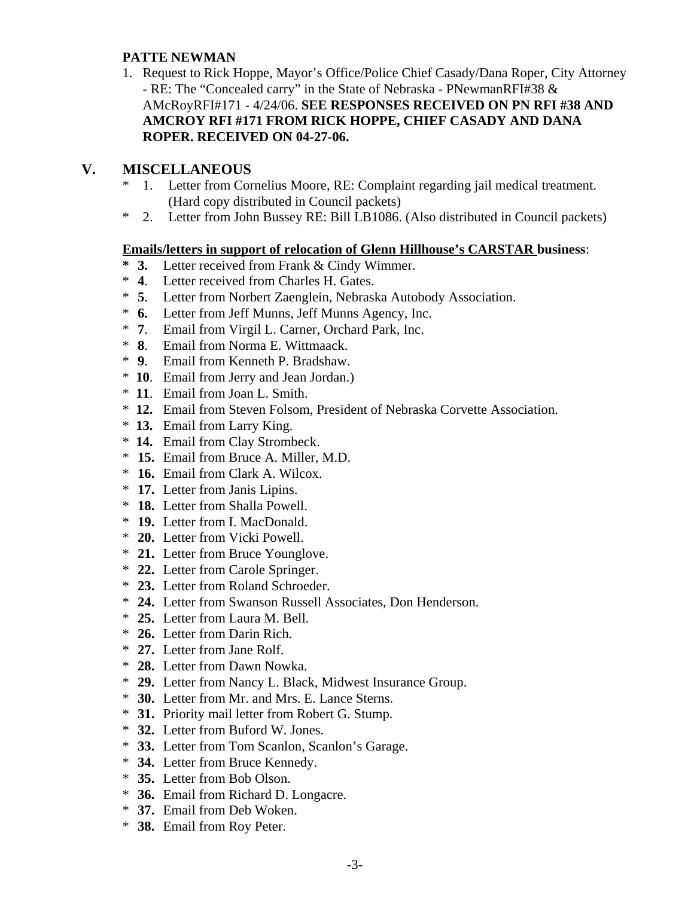**PATTE NEWMAN**

1. Request to Rick Hoppe, Mayor's Office/Police Chief Casady/Dana Roper, City Attorney - RE: The "Concealed carry" in the State of Nebraska - PNewmanRFI#38 & AMcRoyRFI#171 - 4/24/06. **SEE RESPONSES RECEIVED ON PN RFI #38 AND AMCROY RFI #171 FROM RICK HOPPE, CHIEF CASADY AND DANA ROPER. RECEIVED ON 04-27-06.**

## V. MISCELLANEOUS

\* 1. Letter from Cornelius Moore, RE: Complaint regarding jail medical treatment. (Hard copy distributed in Council packets)

\* 2. Letter from John Bussey RE: Bill LB1086. (Also distributed in Council packets)

**Emails/letters in support of relocation of Glenn Hillhouse's CARSTAR business**:

**\* 3.** Letter received from Frank & Cindy Wimmer.
\* **4**. Letter received from Charles H. Gates.
\* **5**. Letter from Norbert Zaenglein, Nebraska Autobody Association.
\* **6.** Letter from Jeff Munns, Jeff Munns Agency, Inc.
\* **7**. Email from Virgil L. Carner, Orchard Park, Inc.
\* **8**. Email from Norma E. Wittmaack.
\* **9**. Email from Kenneth P. Bradshaw.
\* **10**. Email from Jerry and Jean Jordan.)
\* **11**. Email from Joan L. Smith.
\* **12.** Email from Steven Folsom, President of Nebraska Corvette Association.
\* **13.** Email from Larry King.
\* **14.** Email from Clay Strombeck.
\* **15.** Email from Bruce A. Miller, M.D.
\* **16.** Email from Clark A. Wilcox.
\* **17.** Letter from Janis Lipins.
\* **18.** Letter from Shalla Powell.
\* **19.** Letter from I. MacDonald.
\* **20.** Letter from Vicki Powell.
\* **21.** Letter from Bruce Younglove.
\* **22.** Letter from Carole Springer.
\* **23.** Letter from Roland Schroeder.
\* **24.** Letter from Swanson Russell Associates, Don Henderson.
\* **25.** Letter from Laura M. Bell.
\* **26.** Letter from Darin Rich.
\* **27.** Letter from Jane Rolf.
\* **28.** Letter from Dawn Nowka.
\* **29.** Letter from Nancy L. Black, Midwest Insurance Group.
\* **30.** Letter from Mr. and Mrs. E. Lance Sterns.
\* **31.** Priority mail letter from Robert G. Stump.
\* **32.** Letter from Buford W. Jones.
\* **33.** Letter from Tom Scanlon, Scanlon's Garage.
\* **34.** Letter from Bruce Kennedy.
\* **35.** Letter from Bob Olson.
\* **36.** Email from Richard D. Longacre.
\* **37.** Email from Deb Woken.
\* **38.** Email from Roy Peter.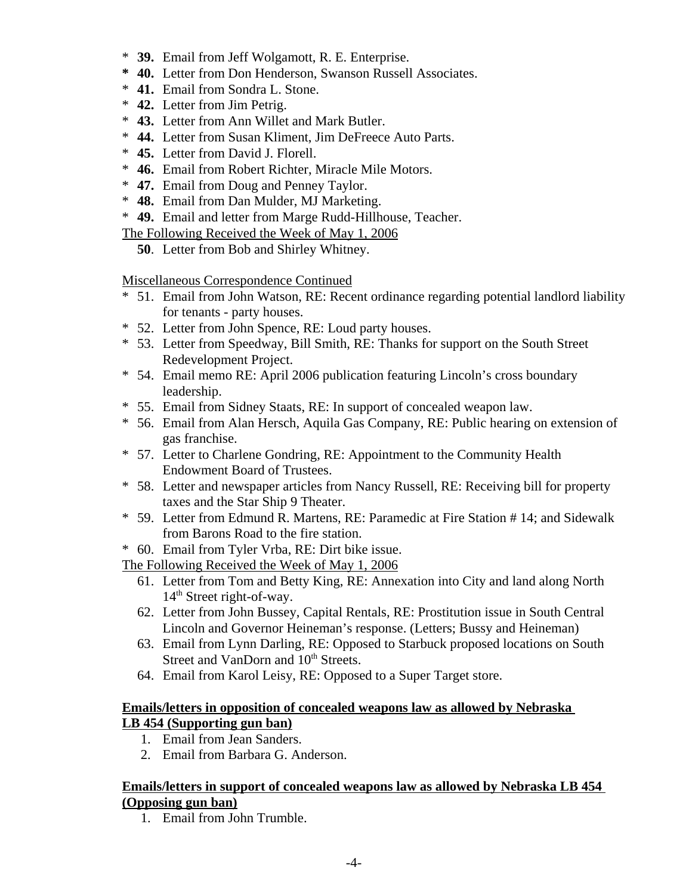- \* **39.** Email from Jeff Wolgamott, R. E. Enterprise.
- **\* 40.** Letter from Don Henderson, Swanson Russell Associates.
- \* **41.** Email from Sondra L. Stone.
- \* **42.** Letter from Jim Petrig.
- \* **43.** Letter from Ann Willet and Mark Butler.
- \* **44.** Letter from Susan Kliment, Jim DeFreece Auto Parts.
- \* **45.** Letter from David J. Florell.
- \* **46.** Email from Robert Richter, Miracle Mile Motors.
- \* **47.** Email from Doug and Penney Taylor.
- \* **48.** Email from Dan Mulder, MJ Marketing.
- \* **49.** Email and letter from Marge Rudd-Hillhouse, Teacher.

<u>The Following Received the Week of May 1, 2006</u>

**50**. Letter from Bob and Shirley Whitney.

<u>Miscellaneous Correspondence Continued</u>

- \* 51. Email from John Watson, RE: Recent ordinance regarding potential landlord liability for tenants - party houses.
- \* 52. Letter from John Spence, RE: Loud party houses.
- \* 53. Letter from Speedway, Bill Smith, RE: Thanks for support on the South Street Redevelopment Project.
- \* 54. Email memo RE: April 2006 publication featuring Lincoln's cross boundary leadership.
- \* 55. Email from Sidney Staats, RE: In support of concealed weapon law.
- \* 56. Email from Alan Hersch, Aquila Gas Company, RE: Public hearing on extension of gas franchise.
- \* 57. Letter to Charlene Gondring, RE: Appointment to the Community Health Endowment Board of Trustees.
- \* 58. Letter and newspaper articles from Nancy Russell, RE: Receiving bill for property taxes and the Star Ship 9 Theater.
- \* 59. Letter from Edmund R. Martens, RE: Paramedic at Fire Station # 14; and Sidewalk from Barons Road to the fire station.
- \* 60. Email from Tyler Vrba, RE: Dirt bike issue.

<u>The Following Received the Week of May 1, 2006</u>

61. Letter from Tom and Betty King, RE: Annexation into City and land along North 14th Street right-of-way.
62. Letter from John Bussey, Capital Rentals, RE: Prostitution issue in South Central Lincoln and Governor Heineman's response. (Letters; Bussy and Heineman)
63. Email from Lynn Darling, RE: Opposed to Starbuck proposed locations on South Street and VanDorn and 10th Streets.
64. Email from Karol Leisy, RE: Opposed to a Super Target store.

**<u>Emails/letters in opposition of concealed weapons law as allowed by Nebraska LB 454 (Supporting gun ban)</u>**

1. Email from Jean Sanders.
2. Email from Barbara G. Anderson.

**<u>Emails/letters in support of concealed weapons law as allowed by Nebraska LB 454 (Opposing gun ban)</u>**

1. Email from John Trumble.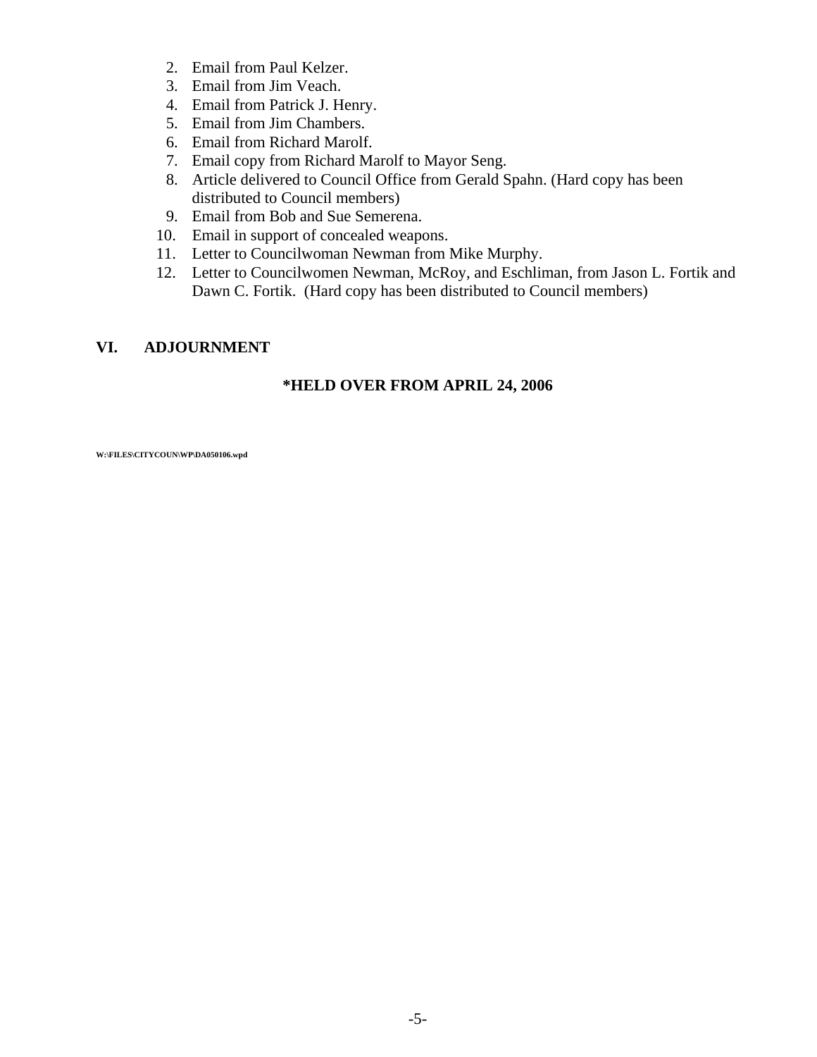2. Email from Paul Kelzer.
3. Email from Jim Veach.
4. Email from Patrick J. Henry.
5. Email from Jim Chambers.
6. Email from Richard Marolf.
7. Email copy from Richard Marolf to Mayor Seng.
8. Article delivered to Council Office from Gerald Spahn. (Hard copy has been distributed to Council members)
9. Email from Bob and Sue Semerena.
10. Email in support of concealed weapons.
11. Letter to Councilwoman Newman from Mike Murphy.
12. Letter to Councilwomen Newman, McRoy, and Eschliman, from Jason L. Fortik and Dawn C. Fortik. (Hard copy has been distributed to Council members)

## VI. ADJOURNMENT

**\*HELD OVER FROM APRIL 24, 2006**

W:\FILES\CITYCOUN\WP\DA050106.wpd